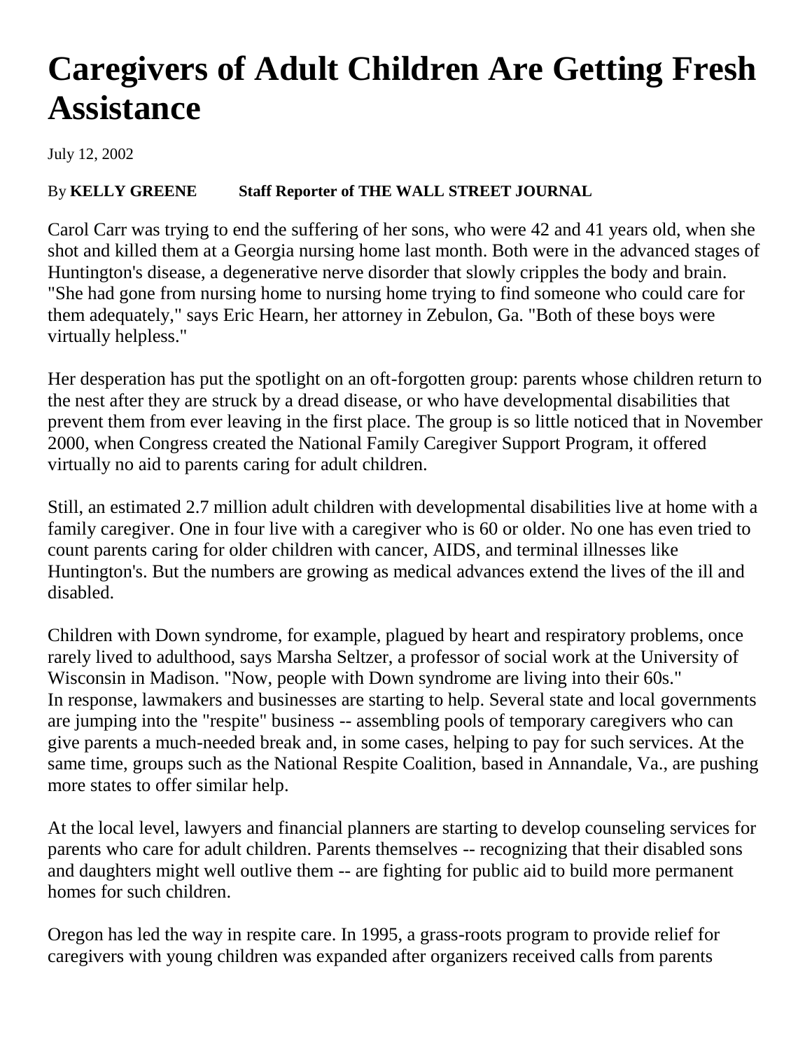# Caregivers of Adult Children Are Getting Fresh Assistance

July 12, 2002

By **KELLY GREENE** **Staff Reporter of THE WALL STREET JOURNAL**

Carol Carr was trying to end the suffering of her sons, who were 42 and 41 years old, when she shot and killed them at a Georgia nursing home last month. Both were in the advanced stages of Huntington's disease, a degenerative nerve disorder that slowly cripples the body and brain. "She had gone from nursing home to nursing home trying to find someone who could care for them adequately," says Eric Hearn, her attorney in Zebulon, Ga. "Both of these boys were virtually helpless."

Her desperation has put the spotlight on an oft-forgotten group: parents whose children return to the nest after they are struck by a dread disease, or who have developmental disabilities that prevent them from ever leaving in the first place. The group is so little noticed that in November 2000, when Congress created the National Family Caregiver Support Program, it offered virtually no aid to parents caring for adult children.

Still, an estimated 2.7 million adult children with developmental disabilities live at home with a family caregiver. One in four live with a caregiver who is 60 or older. No one has even tried to count parents caring for older children with cancer, AIDS, and terminal illnesses like Huntington's. But the numbers are growing as medical advances extend the lives of the ill and disabled.

Children with Down syndrome, for example, plagued by heart and respiratory problems, once rarely lived to adulthood, says Marsha Seltzer, a professor of social work at the University of Wisconsin in Madison. "Now, people with Down syndrome are living into their 60s."
In response, lawmakers and businesses are starting to help. Several state and local governments are jumping into the "respite" business -- assembling pools of temporary caregivers who can give parents a much-needed break and, in some cases, helping to pay for such services. At the same time, groups such as the National Respite Coalition, based in Annandale, Va., are pushing more states to offer similar help.

At the local level, lawyers and financial planners are starting to develop counseling services for parents who care for adult children. Parents themselves -- recognizing that their disabled sons and daughters might well outlive them -- are fighting for public aid to build more permanent homes for such children.

Oregon has led the way in respite care. In 1995, a grass-roots program to provide relief for caregivers with young children was expanded after organizers received calls from parents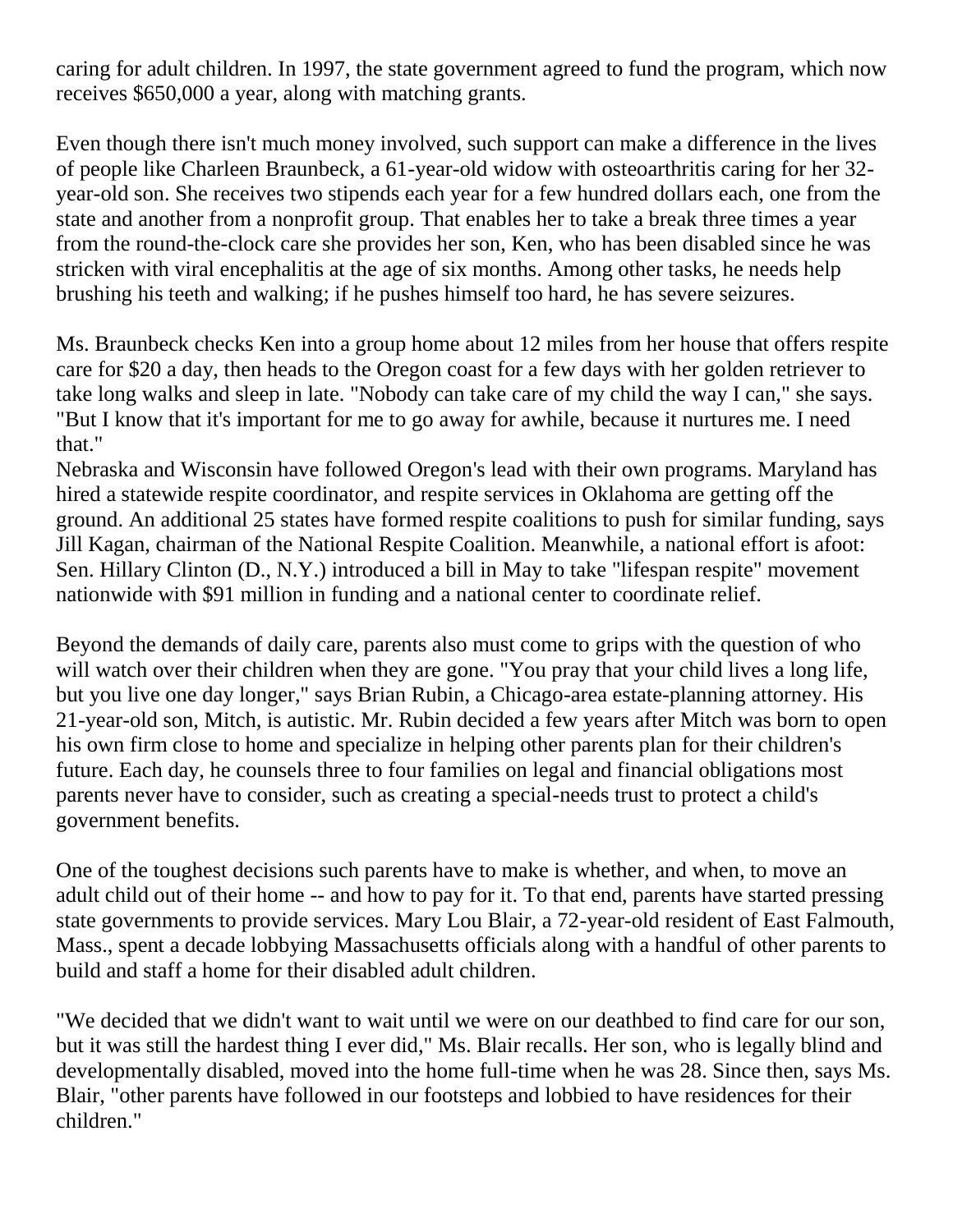caring for adult children. In 1997, the state government agreed to fund the program, which now receives $650,000 a year, along with matching grants.

Even though there isn't much money involved, such support can make a difference in the lives of people like Charleen Braunbeck, a 61-year-old widow with osteoarthritis caring for her 32-year-old son. She receives two stipends each year for a few hundred dollars each, one from the state and another from a nonprofit group. That enables her to take a break three times a year from the round-the-clock care she provides her son, Ken, who has been disabled since he was stricken with viral encephalitis at the age of six months. Among other tasks, he needs help brushing his teeth and walking; if he pushes himself too hard, he has severe seizures.

Ms. Braunbeck checks Ken into a group home about 12 miles from her house that offers respite care for $20 a day, then heads to the Oregon coast for a few days with her golden retriever to take long walks and sleep in late. "Nobody can take care of my child the way I can," she says. "But I know that it's important for me to go away for awhile, because it nurtures me. I need that."

Nebraska and Wisconsin have followed Oregon's lead with their own programs. Maryland has hired a statewide respite coordinator, and respite services in Oklahoma are getting off the ground. An additional 25 states have formed respite coalitions to push for similar funding, says Jill Kagan, chairman of the National Respite Coalition. Meanwhile, a national effort is afoot: Sen. Hillary Clinton (D., N.Y.) introduced a bill in May to take "lifespan respite" movement nationwide with $91 million in funding and a national center to coordinate relief.

Beyond the demands of daily care, parents also must come to grips with the question of who will watch over their children when they are gone. "You pray that your child lives a long life, but you live one day longer," says Brian Rubin, a Chicago-area estate-planning attorney. His 21-year-old son, Mitch, is autistic. Mr. Rubin decided a few years after Mitch was born to open his own firm close to home and specialize in helping other parents plan for their children's future. Each day, he counsels three to four families on legal and financial obligations most parents never have to consider, such as creating a special-needs trust to protect a child's government benefits.

One of the toughest decisions such parents have to make is whether, and when, to move an adult child out of their home -- and how to pay for it. To that end, parents have started pressing state governments to provide services. Mary Lou Blair, a 72-year-old resident of East Falmouth, Mass., spent a decade lobbying Massachusetts officials along with a handful of other parents to build and staff a home for their disabled adult children.

"We decided that we didn't want to wait until we were on our deathbed to find care for our son, but it was still the hardest thing I ever did," Ms. Blair recalls. Her son, who is legally blind and developmentally disabled, moved into the home full-time when he was 28. Since then, says Ms. Blair, "other parents have followed in our footsteps and lobbied to have residences for their children."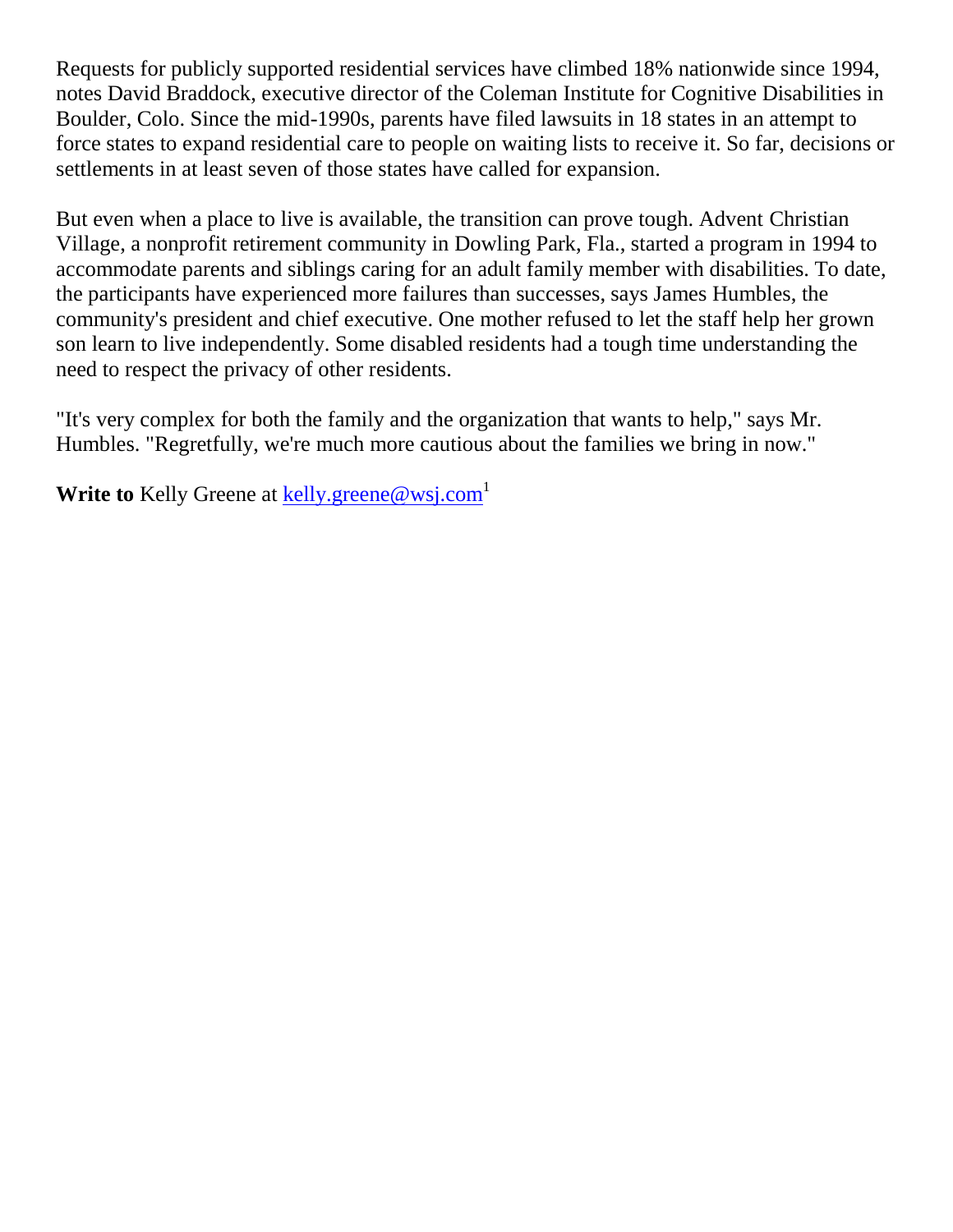Requests for publicly supported residential services have climbed 18% nationwide since 1994, notes David Braddock, executive director of the Coleman Institute for Cognitive Disabilities in Boulder, Colo. Since the mid-1990s, parents have filed lawsuits in 18 states in an attempt to force states to expand residential care to people on waiting lists to receive it. So far, decisions or settlements in at least seven of those states have called for expansion.

But even when a place to live is available, the transition can prove tough. Advent Christian Village, a nonprofit retirement community in Dowling Park, Fla., started a program in 1994 to accommodate parents and siblings caring for an adult family member with disabilities. To date, the participants have experienced more failures than successes, says James Humbles, the community's president and chief executive. One mother refused to let the staff help her grown son learn to live independently. Some disabled residents had a tough time understanding the need to respect the privacy of other residents.

"It's very complex for both the family and the organization that wants to help," says Mr. Humbles. "Regretfully, we're much more cautious about the families we bring in now."

**Write to** Kelly Greene at kelly.greene@wsj.com[1]